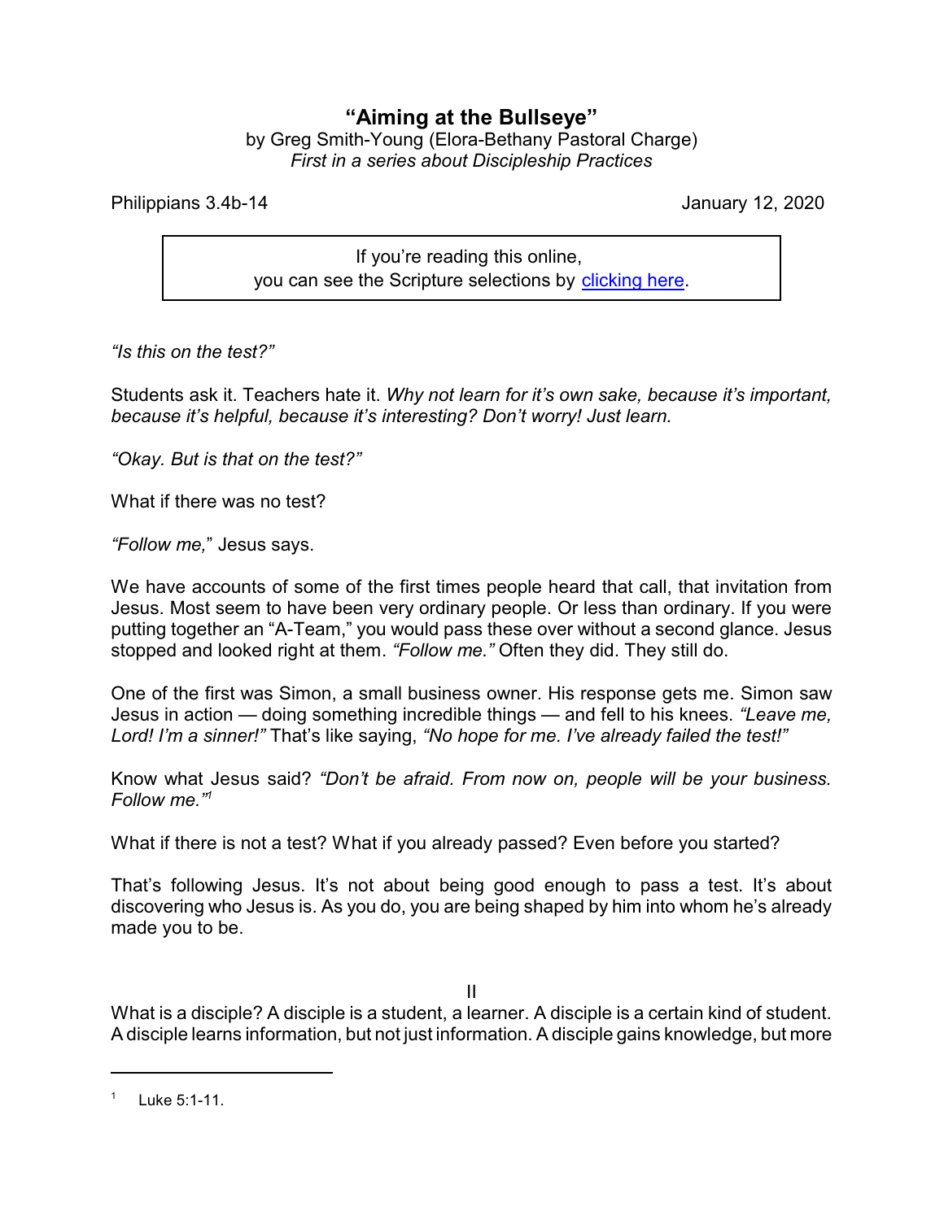# “Aiming at the Bullseye”

by Greg Smith-Young (Elora-Bethany Pastoral Charge)
*First in a series about Discipleship Practices*

Philippians 3.4b-14 January 12, 2020

> If you’re reading this online,
> you can see the Scripture selections by clicking here.

*“Is this on the test?”*

Students ask it. Teachers hate it. *Why not learn for it’s own sake, because it’s important, because it’s helpful, because it’s interesting? Don’t worry! Just learn.*

*“Okay. But is that on the test?”*

What if there was no test?

*“Follow me,*” Jesus says.

We have accounts of some of the first times people heard that call, that invitation from Jesus. Most seem to have been very ordinary people. Or less than ordinary. If you were putting together an “A-Team,” you would pass these over without a second glance. Jesus stopped and looked right at them. *“Follow me.”* Often they did. They still do.

One of the first was Simon, a small business owner. His response gets me. Simon saw Jesus in action — doing something incredible things — and fell to his knees. *“Leave me, Lord! I’m a sinner!”* That’s like saying, *“No hope for me. I’ve already failed the test!”*

Know what Jesus said? *“Don’t be afraid. From now on, people will be your business. Follow me.”*[1]

What if there is not a test? What if you already passed? Even before you started?

That’s following Jesus. It’s not about being good enough to pass a test. It’s about discovering who Jesus is. As you do, you are being shaped by him into whom he’s already made you to be.

II

What is a disciple? A disciple is a student, a learner. A disciple is a certain kind of student. A disciple learns information, but not just information. A disciple gains knowledge, but more

---

[1] Luke 5:1-11.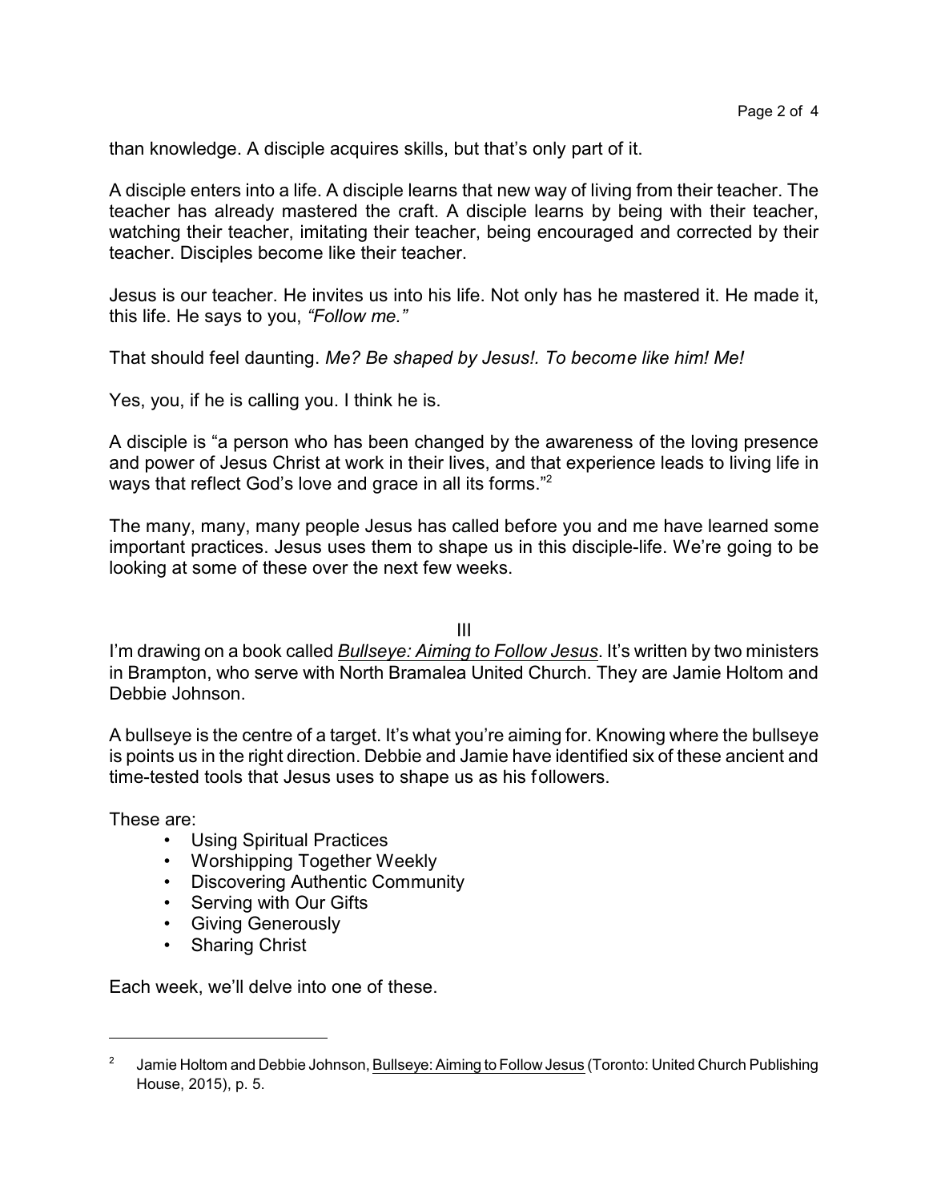than knowledge. A disciple acquires skills, but that's only part of it.

A disciple enters into a life. A disciple learns that new way of living from their teacher. The teacher has already mastered the craft. A disciple learns by being with their teacher, watching their teacher, imitating their teacher, being encouraged and corrected by their teacher. Disciples become like their teacher.

Jesus is our teacher. He invites us into his life. Not only has he mastered it. He made it, this life. He says to you, *"Follow me."*

That should feel daunting. *Me? Be shaped by Jesus!. To become like him! Me!*

Yes, you, if he is calling you. I think he is.

A disciple is "a person who has been changed by the awareness of the loving presence and power of Jesus Christ at work in their lives, and that experience leads to living life in ways that reflect God's love and grace in all its forms."[2]

The many, many, many people Jesus has called before you and me have learned some important practices. Jesus uses them to shape us in this disciple-life. We're going to be looking at some of these over the next few weeks.

III

I'm drawing on a book called Bullseye: Aiming to Follow Jesus. It's written by two ministers in Brampton, who serve with North Bramalea United Church. They are Jamie Holtom and Debbie Johnson.

A bullseye is the centre of a target. It's what you're aiming for. Knowing where the bullseye is points us in the right direction. Debbie and Jamie have identified six of these ancient and time-tested tools that Jesus uses to shape us as his followers.

These are:

- Using Spiritual Practices
- Worshipping Together Weekly
- Discovering Authentic Community
- Serving with Our Gifts
- Giving Generously
- Sharing Christ

Each week, we'll delve into one of these.

---

[2] Jamie Holtom and Debbie Johnson, Bullseye: Aiming to Follow Jesus (Toronto: United Church Publishing House, 2015), p. 5.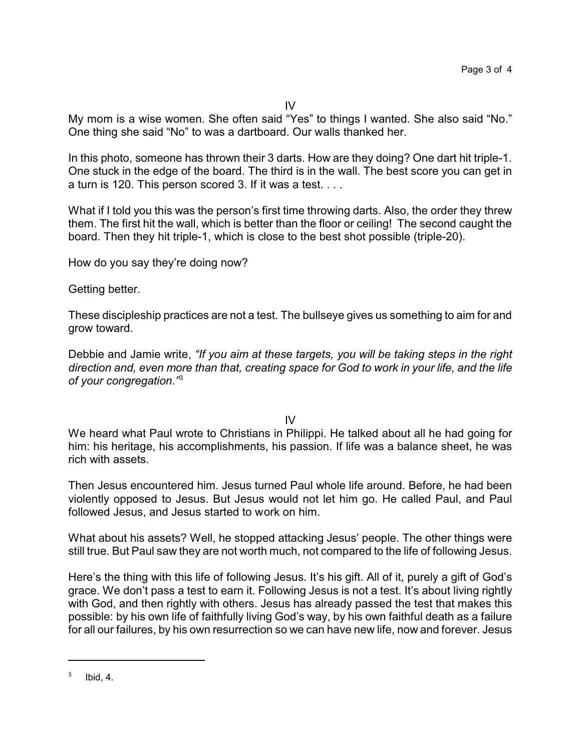IV

My mom is a wise women. She often said "Yes" to things I wanted. She also said "No." One thing she said "No" to was a dartboard. Our walls thanked her.

In this photo, someone has thrown their 3 darts. How are they doing? One dart hit triple-1. One stuck in the edge of the board. The third is in the wall. The best score you can get in a turn is 120. This person scored 3. If it was a test. . . .

What if I told you this was the person's first time throwing darts. Also, the order they threw them. The first hit the wall, which is better than the floor or ceiling! The second caught the board. Then they hit triple-1, which is close to the best shot possible (triple-20).

How do you say they're doing now?

Getting better.

These discipleship practices are not a test. The bullseye gives us something to aim for and grow toward.

Debbie and Jamie write, *"If you aim at these targets, you will be taking steps in the right direction and, even more than that, creating space for God to work in your life, and the life of your congregation."*[3]

IV

We heard what Paul wrote to Christians in Philippi. He talked about all he had going for him: his heritage, his accomplishments, his passion. If life was a balance sheet, he was rich with assets.

Then Jesus encountered him. Jesus turned Paul whole life around. Before, he had been violently opposed to Jesus. But Jesus would not let him go. He called Paul, and Paul followed Jesus, and Jesus started to work on him.

What about his assets? Well, he stopped attacking Jesus' people. The other things were still true. But Paul saw they are not worth much, not compared to the life of following Jesus.

Here's the thing with this life of following Jesus. It's his gift. All of it, purely a gift of God's grace. We don't pass a test to earn it. Following Jesus is not a test. It's about living rightly with God, and then rightly with others. Jesus has already passed the test that makes this possible: by his own life of faithfully living God's way, by his own faithful death as a failure for all our failures, by his own resurrection so we can have new life, now and forever. Jesus

---

[3] Ibid, 4.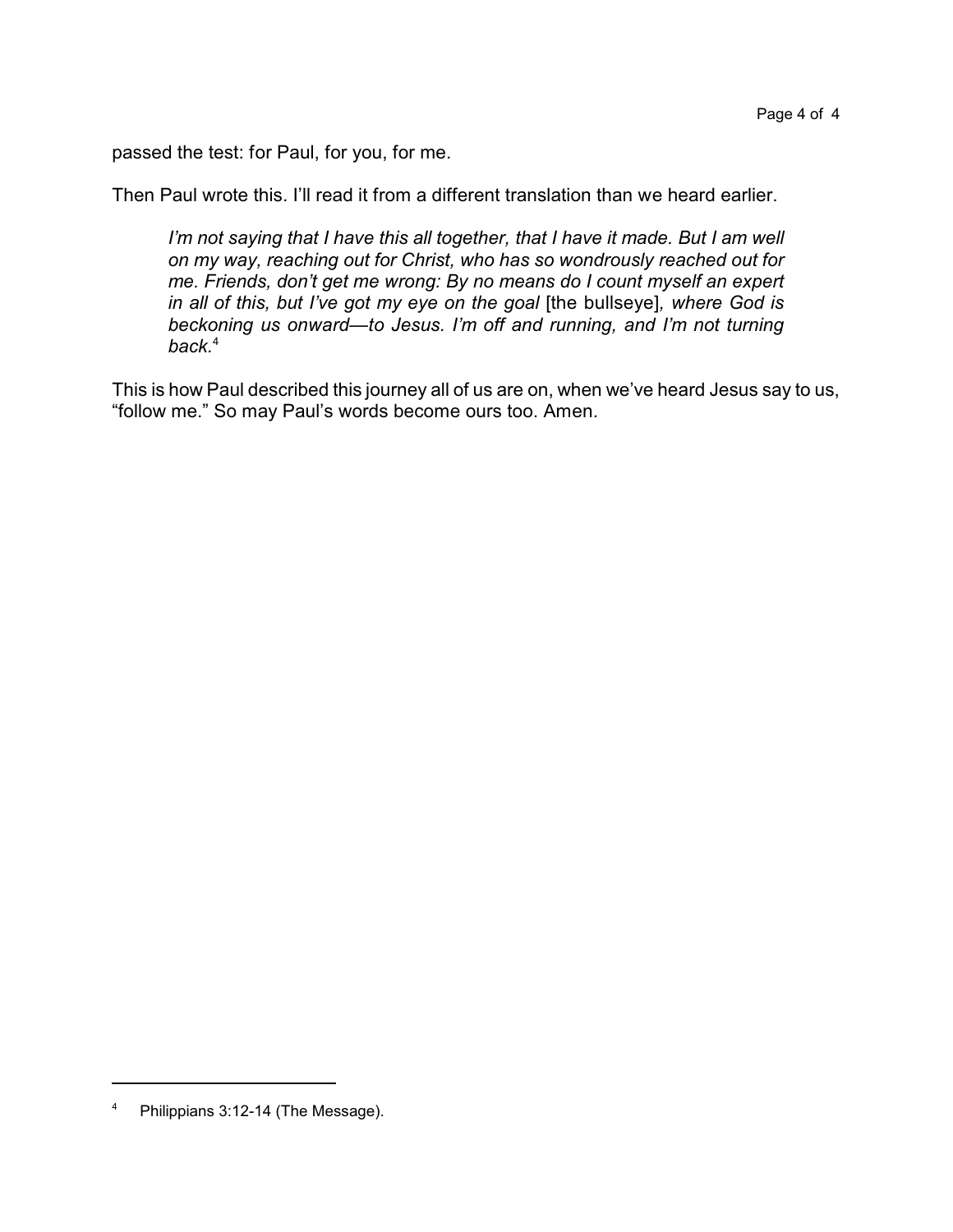passed the test: for Paul, for you, for me.

Then Paul wrote this. I'll read it from a different translation than we heard earlier.

> *I'm not saying that I have this all together, that I have it made. But I am well on my way, reaching out for Christ, who has so wondrously reached out for me. Friends, don't get me wrong: By no means do I count myself an expert in all of this, but I've got my eye on the goal* [the bullseye]*, where God is beckoning us onward—to Jesus. I'm off and running, and I'm not turning back.*[4]

This is how Paul described this journey all of us are on, when we've heard Jesus say to us, "follow me." So may Paul's words become ours too. Amen.

---

[4] Philippians 3:12-14 (The Message).